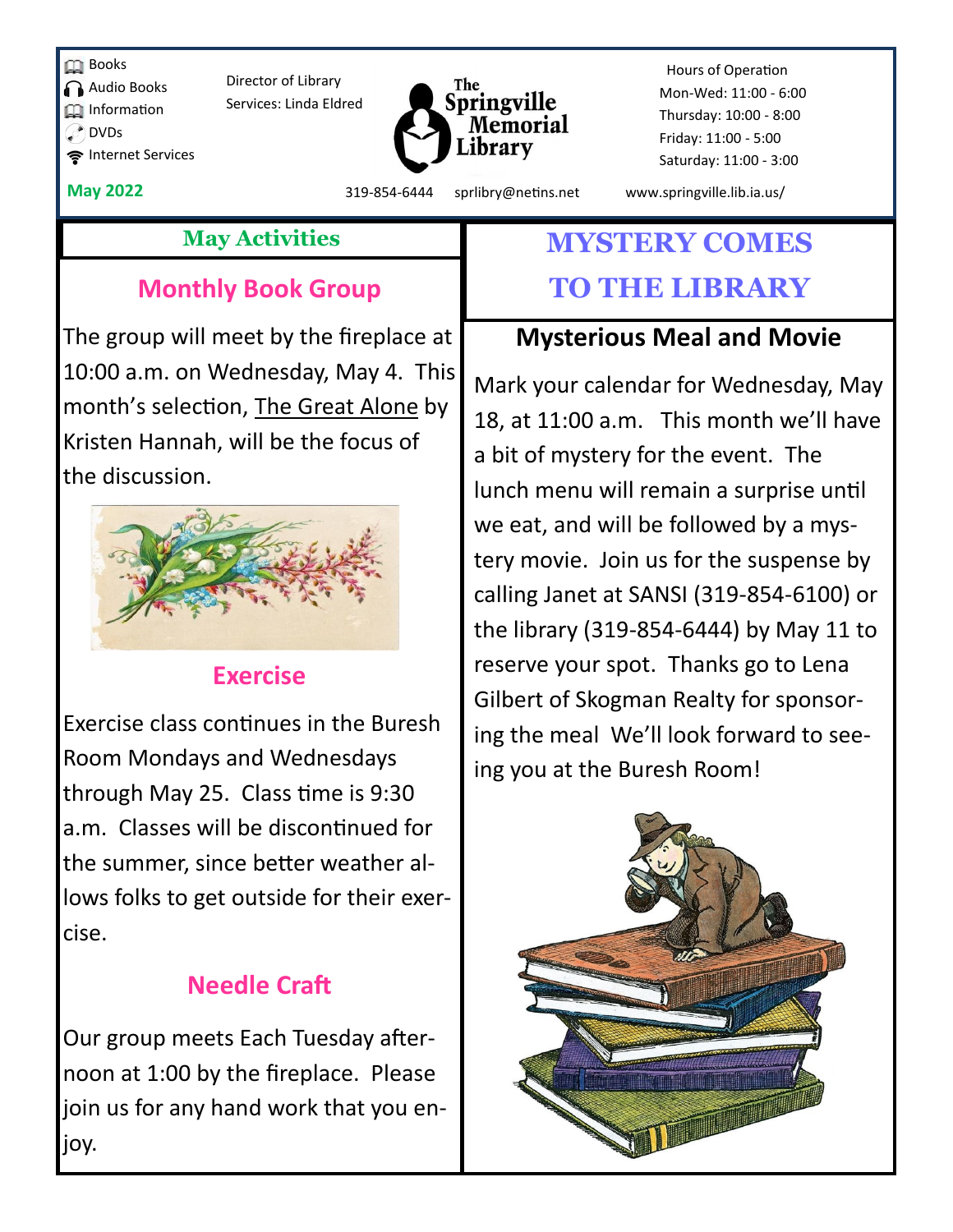- Books
- Audio Books
- Information
- DVDs
- Internet Services

Director of Library Services: Linda Eldred

**The Springville Memorial Library**

Hours of Operation
Mon-Wed: 11:00 - 6:00
Thursday: 10:00 - 8:00
Friday: 11:00 - 5:00
Saturday: 11:00 - 3:00

**May 2022**

319-854-6444 sprlibry@netins.net www.springville.lib.ia.us/

## May Activities

### Monthly Book Group

The group will meet by the fireplace at 10:00 a.m. on Wednesday, May 4. This month's selection, The Great Alone by Kristen Hannah, will be the focus of the discussion.

### Exercise

Exercise class continues in the Buresh Room Mondays and Wednesdays through May 25. Class time is 9:30 a.m. Classes will be discontinued for the summer, since better weather allows folks to get outside for their exercise.

### Needle Craft

Our group meets Each Tuesday afternoon at 1:00 by the fireplace. Please join us for any hand work that you enjoy.

## MYSTERY COMES TO THE LIBRARY

### Mysterious Meal and Movie

Mark your calendar for Wednesday, May 18, at 11:00 a.m. This month we'll have a bit of mystery for the event. The lunch menu will remain a surprise until we eat, and will be followed by a mystery movie. Join us for the suspense by calling Janet at SANSI (319-854-6100) or the library (319-854-6444) by May 11 to reserve your spot. Thanks go to Lena Gilbert of Skogman Realty for sponsoring the meal We'll look forward to seeing you at the Buresh Room!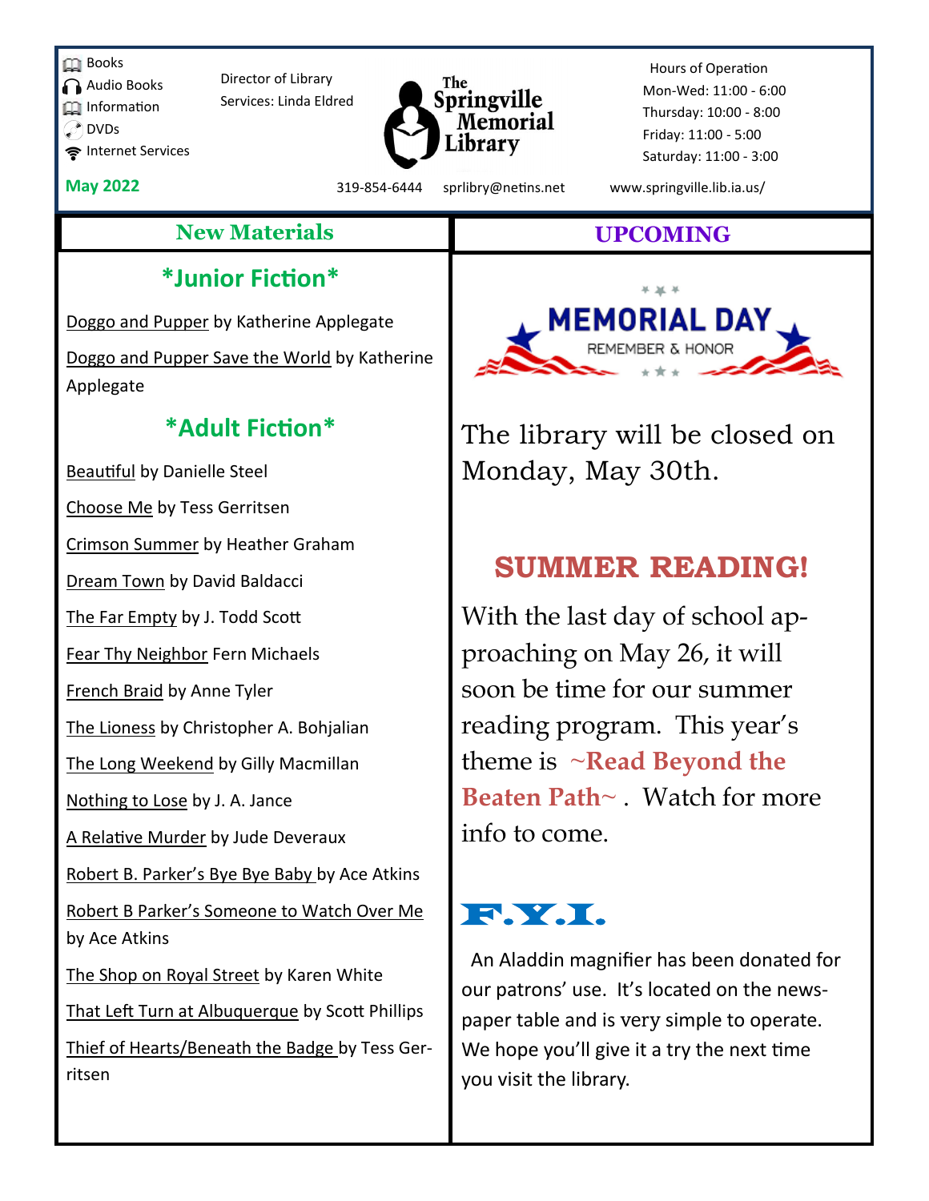- Books
- Audio Books
- Information
- DVDs
- Internet Services

Director of Library Services: Linda Eldred

# The Springville Memorial Library

Hours of Operation
Mon-Wed: 11:00 - 6:00
Thursday: 10:00 - 8:00
Friday: 11:00 - 5:00
Saturday: 11:00 - 3:00

**May 2022**

319-854-6444 sprlibry@netins.net www.springville.lib.ia.us/

## New Materials

### *Junior Fiction*

Doggo and Pupper by Katherine Applegate

Doggo and Pupper Save the World by Katherine Applegate

### *Adult Fiction*

Beautiful by Danielle Steel

Choose Me by Tess Gerritsen

Crimson Summer by Heather Graham

Dream Town by David Baldacci

The Far Empty by J. Todd Scott

Fear Thy Neighbor Fern Michaels

French Braid by Anne Tyler

The Lioness by Christopher A. Bohjalian

The Long Weekend by Gilly Macmillan

Nothing to Lose by J. A. Jance

A Relative Murder by Jude Deveraux

Robert B. Parker's Bye Bye Baby by Ace Atkins

Robert B Parker's Someone to Watch Over Me by Ace Atkins

The Shop on Royal Street by Karen White

That Left Turn at Albuquerque by Scott Phillips

Thief of Hearts/Beneath the Badge by Tess Gerritsen

## UPCOMING

MEMORIAL DAY
REMEMBER & HONOR

The library will be closed on Monday, May 30th.

## SUMMER READING!

With the last day of school approaching on May 26, it will soon be time for our summer reading program. This year's theme is **~Read Beyond the Beaten Path~**. Watch for more info to come.

## F.Y.I.

An Aladdin magnifier has been donated for our patrons' use. It's located on the newspaper table and is very simple to operate. We hope you'll give it a try the next time you visit the library.